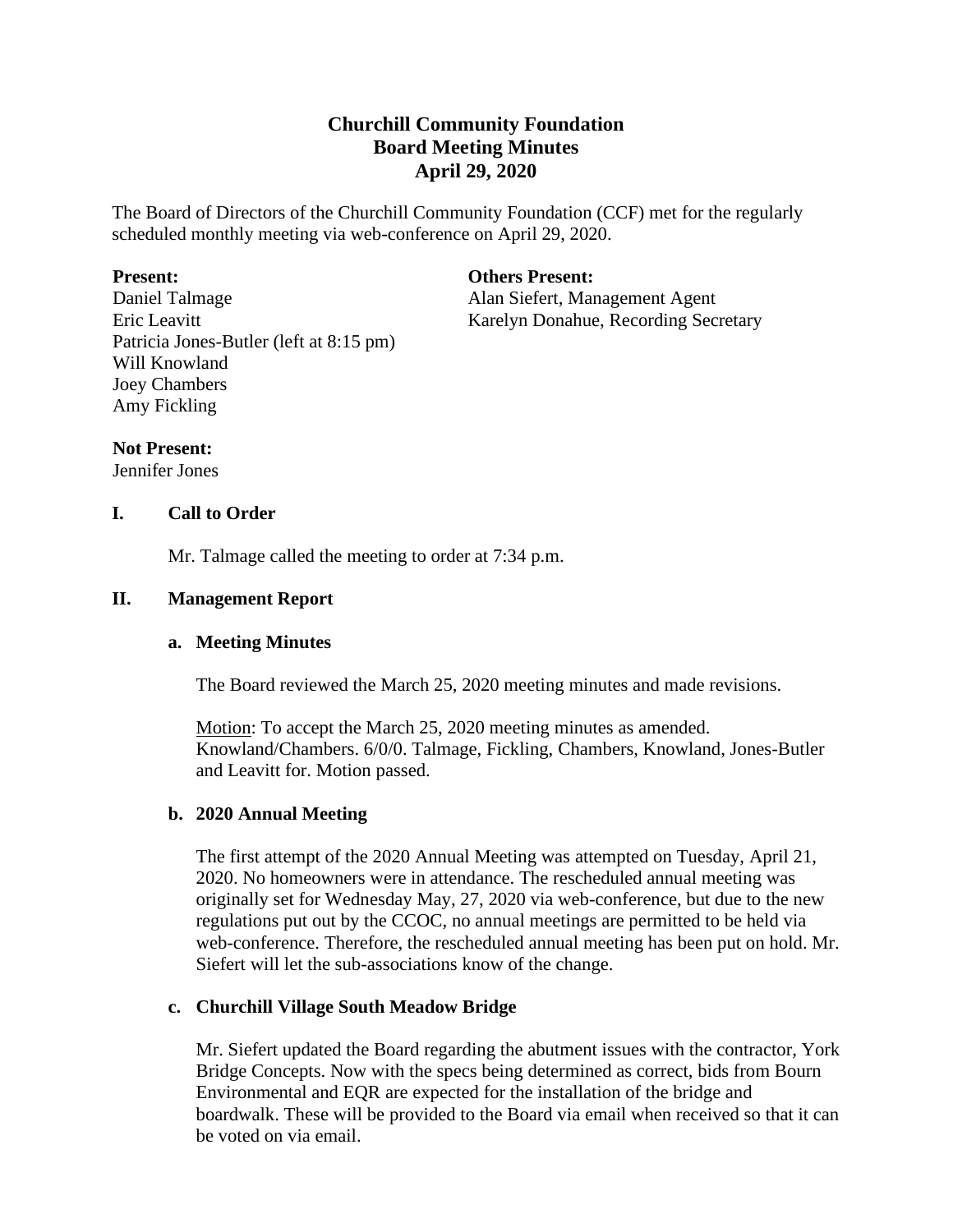# Churchill Community Foundation
## Board Meeting Minutes
## April 29, 2020

The Board of Directors of the Churchill Community Foundation (CCF) met for the regularly scheduled monthly meeting via web-conference on April 29, 2020.

**Present:**
Daniel Talmage
Eric Leavitt
Patricia Jones-Butler (left at 8:15 pm)
Will Knowland
Joey Chambers
Amy Fickling

**Others Present:**
Alan Siefert, Management Agent
Karelyn Donahue, Recording Secretary

**Not Present:**
Jennifer Jones

### I. Call to Order

Mr. Talmage called the meeting to order at 7:34 p.m.

### II. Management Report

#### a. Meeting Minutes

The Board reviewed the March 25, 2020 meeting minutes and made revisions.

Motion: To accept the March 25, 2020 meeting minutes as amended. Knowland/Chambers. 6/0/0. Talmage, Fickling, Chambers, Knowland, Jones-Butler and Leavitt for. Motion passed.

#### b. 2020 Annual Meeting

The first attempt of the 2020 Annual Meeting was attempted on Tuesday, April 21, 2020. No homeowners were in attendance. The rescheduled annual meeting was originally set for Wednesday May, 27, 2020 via web-conference, but due to the new regulations put out by the CCOC, no annual meetings are permitted to be held via web-conference. Therefore, the rescheduled annual meeting has been put on hold. Mr. Siefert will let the sub-associations know of the change.

#### c. Churchill Village South Meadow Bridge

Mr. Siefert updated the Board regarding the abutment issues with the contractor, York Bridge Concepts. Now with the specs being determined as correct, bids from Bourn Environmental and EQR are expected for the installation of the bridge and boardwalk. These will be provided to the Board via email when received so that it can be voted on via email.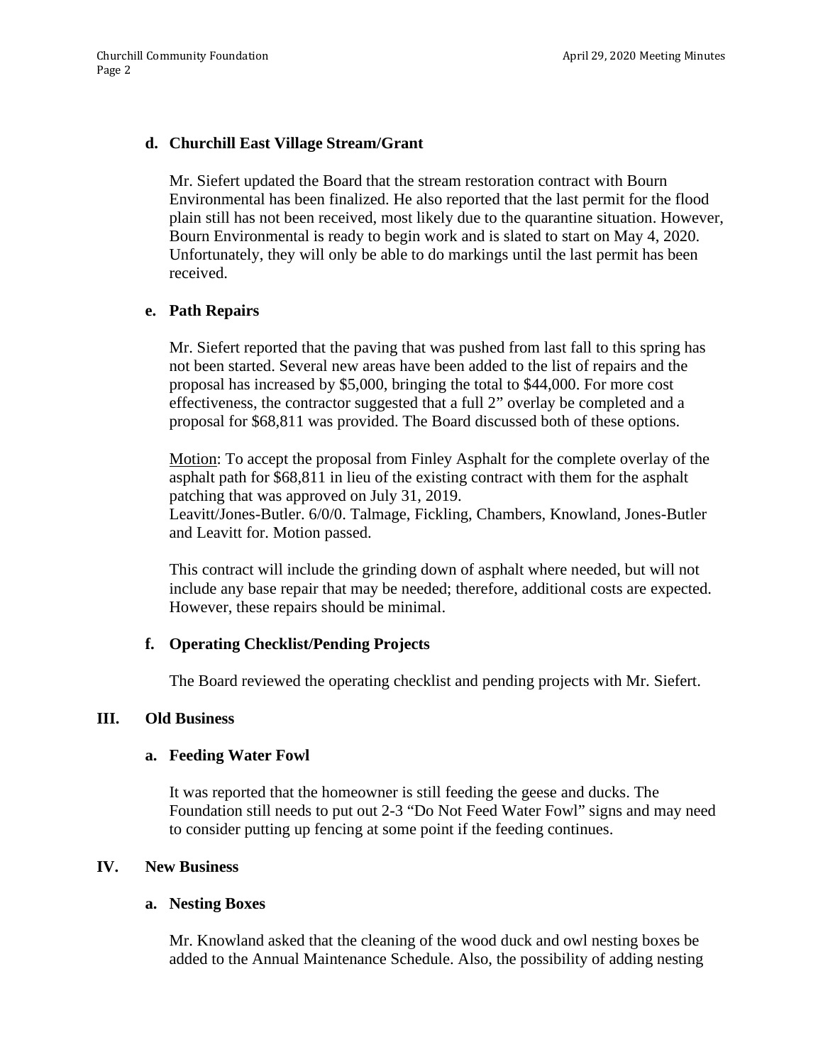**d. Churchill East Village Stream/Grant**

Mr. Siefert updated the Board that the stream restoration contract with Bourn Environmental has been finalized. He also reported that the last permit for the flood plain still has not been received, most likely due to the quarantine situation. However, Bourn Environmental is ready to begin work and is slated to start on May 4, 2020. Unfortunately, they will only be able to do markings until the last permit has been received.

**e. Path Repairs**

Mr. Siefert reported that the paving that was pushed from last fall to this spring has not been started. Several new areas have been added to the list of repairs and the proposal has increased by $5,000, bringing the total to $44,000. For more cost effectiveness, the contractor suggested that a full 2" overlay be completed and a proposal for $68,811 was provided. The Board discussed both of these options.

Motion: To accept the proposal from Finley Asphalt for the complete overlay of the asphalt path for $68,811 in lieu of the existing contract with them for the asphalt patching that was approved on July 31, 2019.
Leavitt/Jones-Butler. 6/0/0. Talmage, Fickling, Chambers, Knowland, Jones-Butler and Leavitt for. Motion passed.

This contract will include the grinding down of asphalt where needed, but will not include any base repair that may be needed; therefore, additional costs are expected. However, these repairs should be minimal.

**f. Operating Checklist/Pending Projects**

The Board reviewed the operating checklist and pending projects with Mr. Siefert.

**III. Old Business**

**a. Feeding Water Fowl**

It was reported that the homeowner is still feeding the geese and ducks. The Foundation still needs to put out 2-3 "Do Not Feed Water Fowl" signs and may need to consider putting up fencing at some point if the feeding continues.

**IV. New Business**

**a. Nesting Boxes**

Mr. Knowland asked that the cleaning of the wood duck and owl nesting boxes be added to the Annual Maintenance Schedule. Also, the possibility of adding nesting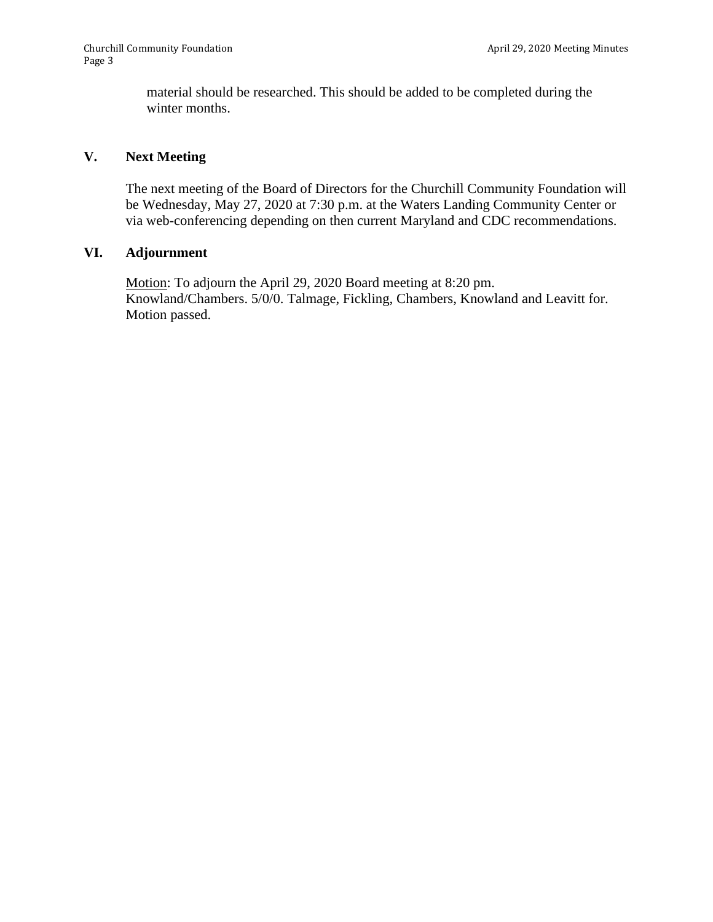material should be researched. This should be added to be completed during the winter months.

## V. Next Meeting

The next meeting of the Board of Directors for the Churchill Community Foundation will be Wednesday, May 27, 2020 at 7:30 p.m. at the Waters Landing Community Center or via web-conferencing depending on then current Maryland and CDC recommendations.

## VI. Adjournment

Motion: To adjourn the April 29, 2020 Board meeting at 8:20 pm. Knowland/Chambers. 5/0/0. Talmage, Fickling, Chambers, Knowland and Leavitt for. Motion passed.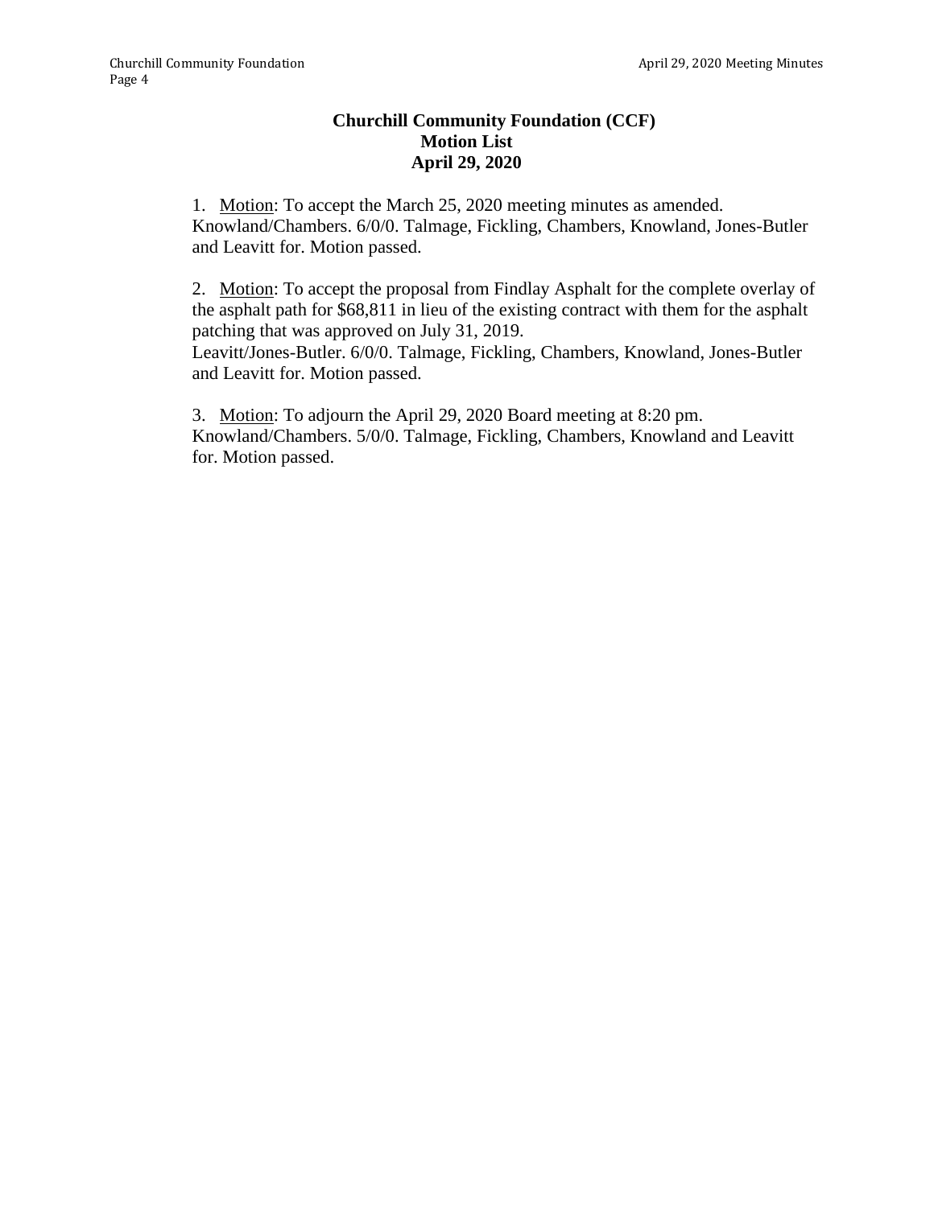**Churchill Community Foundation (CCF)**
**Motion List**
**April 29, 2020**

1. Motion: To accept the March 25, 2020 meeting minutes as amended. Knowland/Chambers. 6/0/0. Talmage, Fickling, Chambers, Knowland, Jones-Butler and Leavitt for. Motion passed.

2. Motion: To accept the proposal from Findlay Asphalt for the complete overlay of the asphalt path for $68,811 in lieu of the existing contract with them for the asphalt patching that was approved on July 31, 2019.
Leavitt/Jones-Butler. 6/0/0. Talmage, Fickling, Chambers, Knowland, Jones-Butler and Leavitt for. Motion passed.

3. Motion: To adjourn the April 29, 2020 Board meeting at 8:20 pm. Knowland/Chambers. 5/0/0. Talmage, Fickling, Chambers, Knowland and Leavitt for. Motion passed.